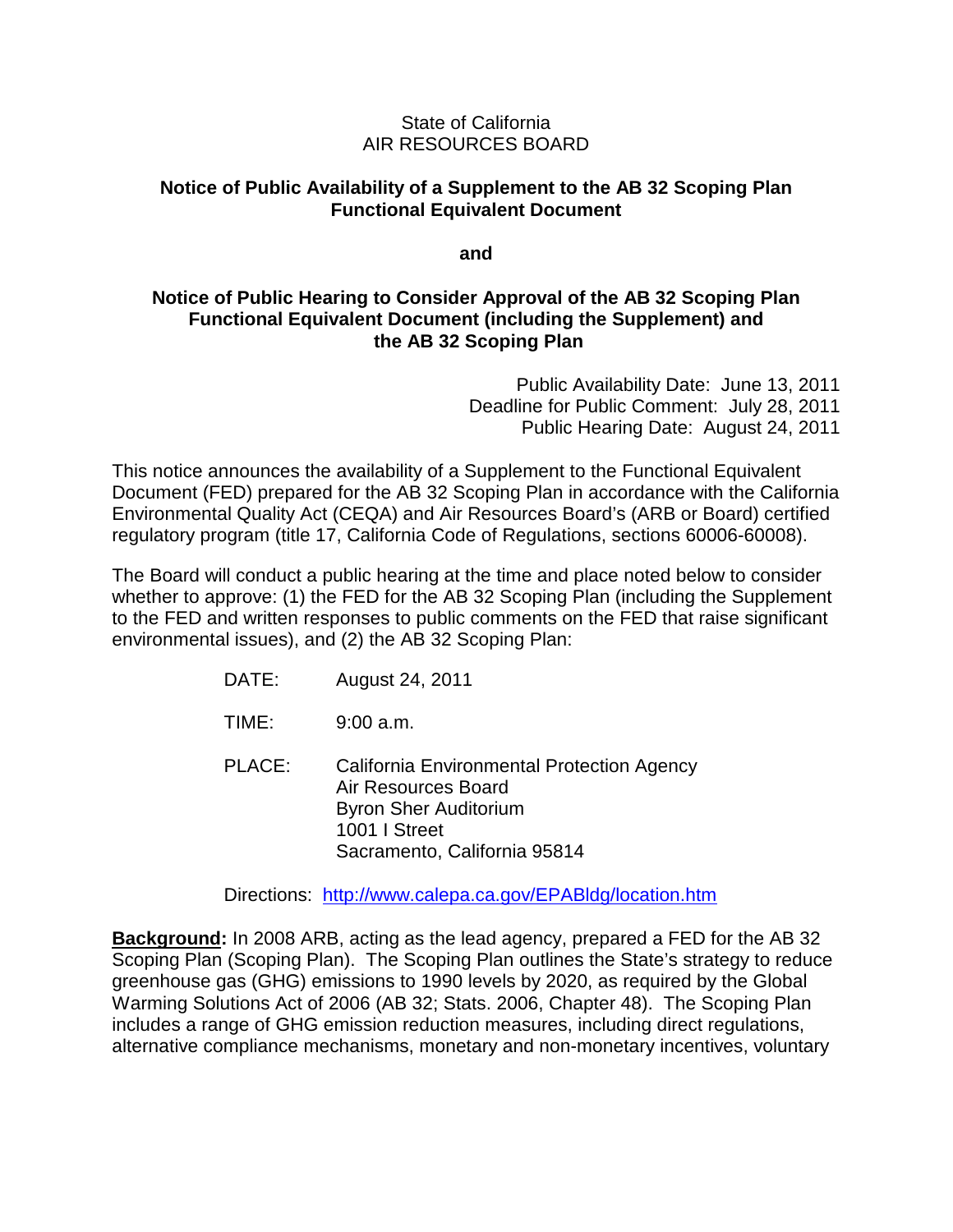State of California
AIR RESOURCES BOARD

**Notice of Public Availability of a Supplement to the AB 32 Scoping Plan Functional Equivalent Document**

**and**

**Notice of Public Hearing to Consider Approval of the AB 32 Scoping Plan Functional Equivalent Document (including the Supplement) and the AB 32 Scoping Plan**

Public Availability Date: June 13, 2011
Deadline for Public Comment: July 28, 2011
Public Hearing Date: August 24, 2011

This notice announces the availability of a Supplement to the Functional Equivalent Document (FED) prepared for the AB 32 Scoping Plan in accordance with the California Environmental Quality Act (CEQA) and Air Resources Board's (ARB or Board) certified regulatory program (title 17, California Code of Regulations, sections 60006-60008).

The Board will conduct a public hearing at the time and place noted below to consider whether to approve: (1) the FED for the AB 32 Scoping Plan (including the Supplement to the FED and written responses to public comments on the FED that raise significant environmental issues), and (2) the AB 32 Scoping Plan:

DATE: August 24, 2011

TIME: 9:00 a.m.

PLACE: California Environmental Protection Agency
Air Resources Board
Byron Sher Auditorium
1001 I Street
Sacramento, California 95814

Directions: http://www.calepa.ca.gov/EPABldg/location.htm

**Background:** In 2008 ARB, acting as the lead agency, prepared a FED for the AB 32 Scoping Plan (Scoping Plan). The Scoping Plan outlines the State's strategy to reduce greenhouse gas (GHG) emissions to 1990 levels by 2020, as required by the Global Warming Solutions Act of 2006 (AB 32; Stats. 2006, Chapter 48). The Scoping Plan includes a range of GHG emission reduction measures, including direct regulations, alternative compliance mechanisms, monetary and non-monetary incentives, voluntary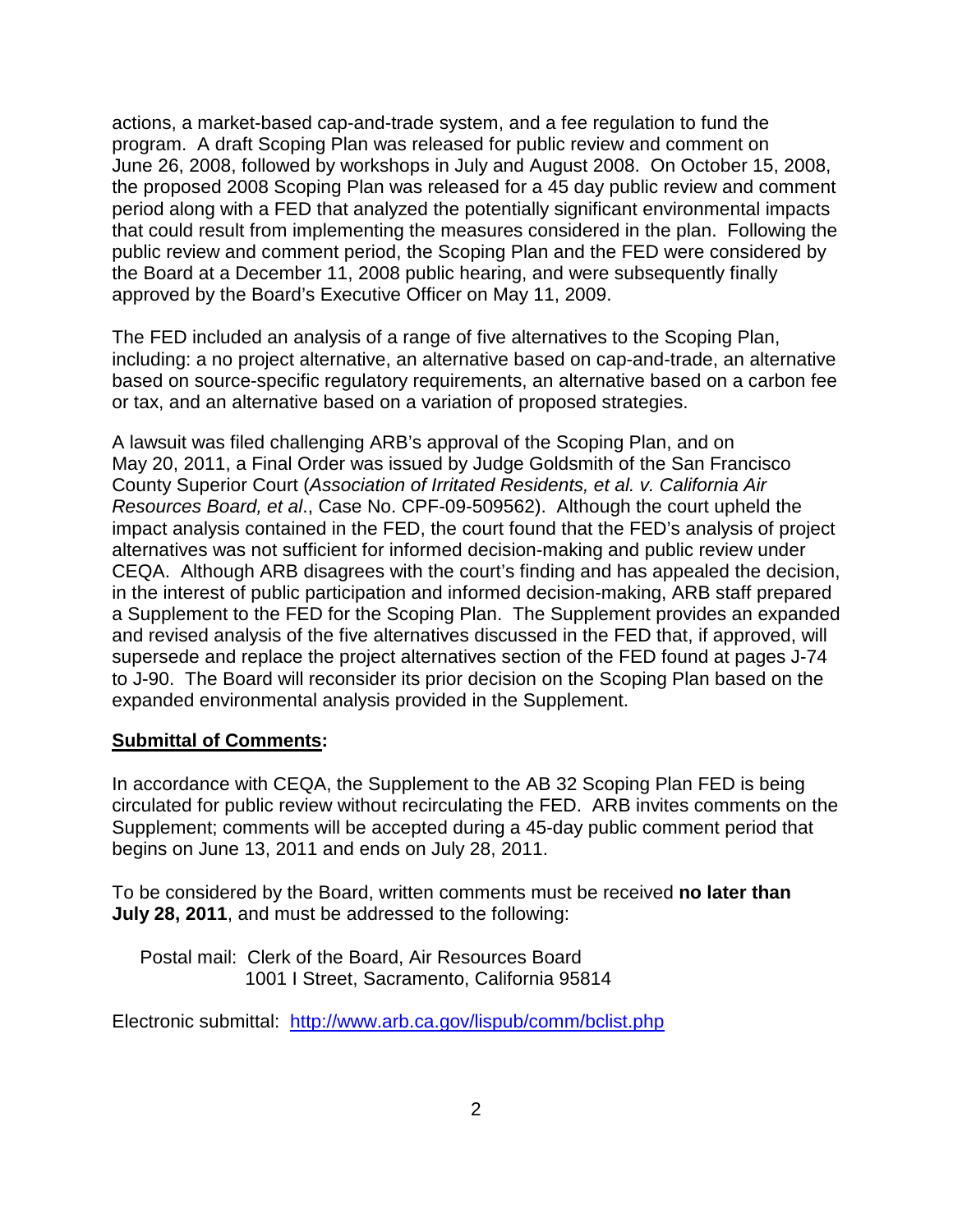actions, a market-based cap-and-trade system, and a fee regulation to fund the program. A draft Scoping Plan was released for public review and comment on June 26, 2008, followed by workshops in July and August 2008. On October 15, 2008, the proposed 2008 Scoping Plan was released for a 45 day public review and comment period along with a FED that analyzed the potentially significant environmental impacts that could result from implementing the measures considered in the plan. Following the public review and comment period, the Scoping Plan and the FED were considered by the Board at a December 11, 2008 public hearing, and were subsequently finally approved by the Board's Executive Officer on May 11, 2009.

The FED included an analysis of a range of five alternatives to the Scoping Plan, including: a no project alternative, an alternative based on cap-and-trade, an alternative based on source-specific regulatory requirements, an alternative based on a carbon fee or tax, and an alternative based on a variation of proposed strategies.

A lawsuit was filed challenging ARB's approval of the Scoping Plan, and on May 20, 2011, a Final Order was issued by Judge Goldsmith of the San Francisco County Superior Court (*Association of Irritated Residents, et al. v. California Air Resources Board, et al*., Case No. CPF-09-509562). Although the court upheld the impact analysis contained in the FED, the court found that the FED's analysis of project alternatives was not sufficient for informed decision-making and public review under CEQA. Although ARB disagrees with the court's finding and has appealed the decision, in the interest of public participation and informed decision-making, ARB staff prepared a Supplement to the FED for the Scoping Plan. The Supplement provides an expanded and revised analysis of the five alternatives discussed in the FED that, if approved, will supersede and replace the project alternatives section of the FED found at pages J-74 to J-90. The Board will reconsider its prior decision on the Scoping Plan based on the expanded environmental analysis provided in the Supplement.

**Submittal of Comments:**

In accordance with CEQA, the Supplement to the AB 32 Scoping Plan FED is being circulated for public review without recirculating the FED. ARB invites comments on the Supplement; comments will be accepted during a 45-day public comment period that begins on June 13, 2011 and ends on July 28, 2011.

To be considered by the Board, written comments must be received **no later than July 28, 2011**, and must be addressed to the following:

Postal mail: Clerk of the Board, Air Resources Board
1001 I Street, Sacramento, California 95814

Electronic submittal: http://www.arb.ca.gov/lispub/comm/bclist.php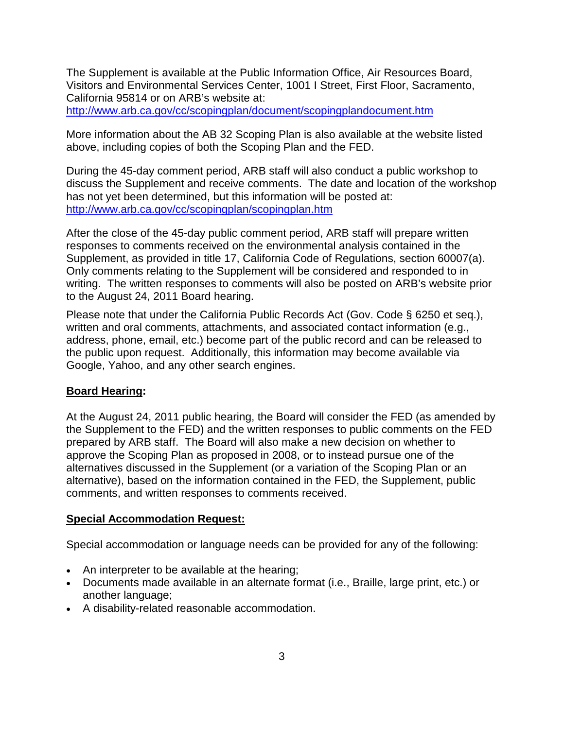The Supplement is available at the Public Information Office, Air Resources Board, Visitors and Environmental Services Center, 1001 I Street, First Floor, Sacramento, California 95814 or on ARB's website at: http://www.arb.ca.gov/cc/scopingplan/document/scopingplandocument.htm

More information about the AB 32 Scoping Plan is also available at the website listed above, including copies of both the Scoping Plan and the FED.

During the 45-day comment period, ARB staff will also conduct a public workshop to discuss the Supplement and receive comments. The date and location of the workshop has not yet been determined, but this information will be posted at: http://www.arb.ca.gov/cc/scopingplan/scopingplan.htm

After the close of the 45-day public comment period, ARB staff will prepare written responses to comments received on the environmental analysis contained in the Supplement, as provided in title 17, California Code of Regulations, section 60007(a). Only comments relating to the Supplement will be considered and responded to in writing. The written responses to comments will also be posted on ARB's website prior to the August 24, 2011 Board hearing.

Please note that under the California Public Records Act (Gov. Code § 6250 et seq.), written and oral comments, attachments, and associated contact information (e.g., address, phone, email, etc.) become part of the public record and can be released to the public upon request. Additionally, this information may become available via Google, Yahoo, and any other search engines.

**Board Hearing:**

At the August 24, 2011 public hearing, the Board will consider the FED (as amended by the Supplement to the FED) and the written responses to public comments on the FED prepared by ARB staff. The Board will also make a new decision on whether to approve the Scoping Plan as proposed in 2008, or to instead pursue one of the alternatives discussed in the Supplement (or a variation of the Scoping Plan or an alternative), based on the information contained in the FED, the Supplement, public comments, and written responses to comments received.

**Special Accommodation Request:**

Special accommodation or language needs can be provided for any of the following:

- An interpreter to be available at the hearing;
- Documents made available in an alternate format (i.e., Braille, large print, etc.) or another language;
- A disability-related reasonable accommodation.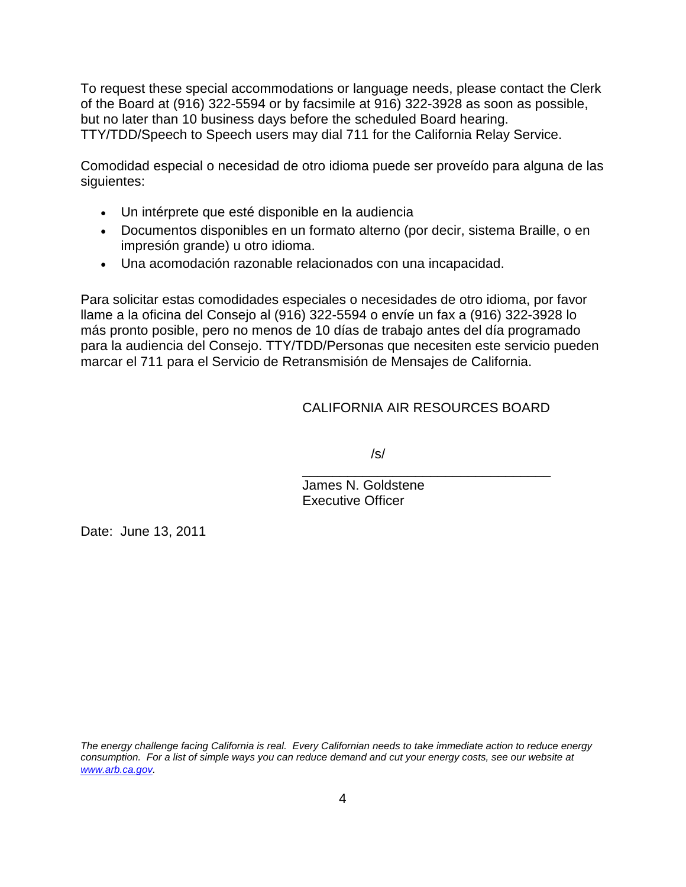To request these special accommodations or language needs, please contact the Clerk of the Board at (916) 322-5594 or by facsimile at 916) 322-3928 as soon as possible, but no later than 10 business days before the scheduled Board hearing. TTY/TDD/Speech to Speech users may dial 711 for the California Relay Service.

Comodidad especial o necesidad de otro idioma puede ser proveído para alguna de las siguientes:

- Un intérprete que esté disponible en la audiencia
- Documentos disponibles en un formato alterno (por decir, sistema Braille, o en impresión grande) u otro idioma.
- Una acomodación razonable relacionados con una incapacidad.

Para solicitar estas comodidades especiales o necesidades de otro idioma, por favor llame a la oficina del Consejo al (916) 322-5594 o envíe un fax a (916) 322-3928 lo más pronto posible, pero no menos de 10 días de trabajo antes del día programado para la audiencia del Consejo. TTY/TDD/Personas que necesiten este servicio pueden marcar el 711 para el Servicio de Retransmisión de Mensajes de California.

CALIFORNIA AIR RESOURCES BOARD

/s/

\_\_\_\_\_\_\_\_\_\_\_\_\_\_\_\_\_\_\_\_\_\_\_\_\_\_\_\_\_\_\_\_\_\_\_

James N. Goldstene
Executive Officer

Date: June 13, 2011

*The energy challenge facing California is real. Every Californian needs to take immediate action to reduce energy consumption. For a list of simple ways you can reduce demand and cut your energy costs, see our website at [www.arb.ca.gov](http://www.arb.ca.gov).*